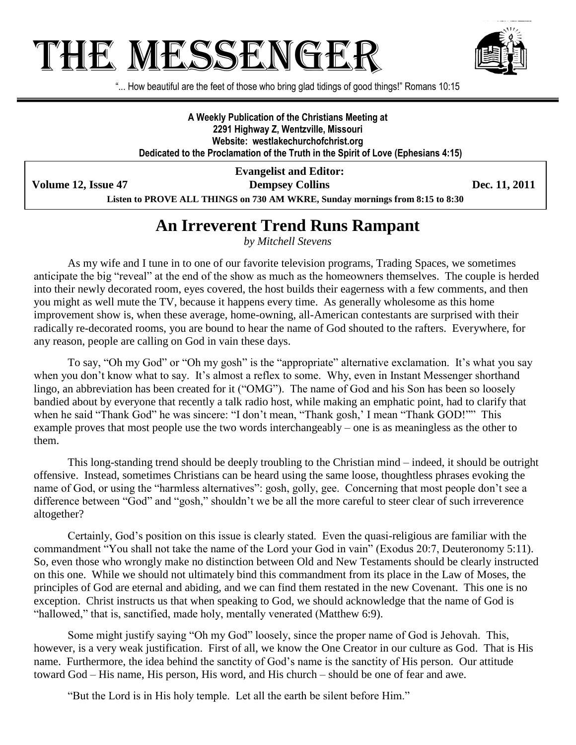# THE MESSENGER

"... How beautiful are the feet of those who bring glad tidings of good things!" Romans 10:15

**A Weekly Publication of the Christians Meeting at**
**2291 Highway Z, Wentzville, Missouri**
**Website: westlakechurchofchrist.org**
**Dedicated to the Proclamation of the Truth in the Spirit of Love (Ephesians 4:15)**

**Evangelist and Editor:**
**Dempsey Collins**

**Volume 12, Issue 47** **Dec. 11, 2011**

**Listen to PROVE ALL THINGS on 730 AM WKRE, Sunday mornings from 8:15 to 8:30**

## An Irreverent Trend Runs Rampant

*by Mitchell Stevens*

As my wife and I tune in to one of our favorite television programs, Trading Spaces, we sometimes anticipate the big "reveal" at the end of the show as much as the homeowners themselves. The couple is herded into their newly decorated room, eyes covered, the host builds their eagerness with a few comments, and then you might as well mute the TV, because it happens every time. As generally wholesome as this home improvement show is, when these average, home-owning, all-American contestants are surprised with their radically re-decorated rooms, you are bound to hear the name of God shouted to the rafters. Everywhere, for any reason, people are calling on God in vain these days.

To say, "Oh my God" or "Oh my gosh" is the "appropriate" alternative exclamation. It's what you say when you don't know what to say. It's almost a reflex to some. Why, even in Instant Messenger shorthand lingo, an abbreviation has been created for it ("OMG"). The name of God and his Son has been so loosely bandied about by everyone that recently a talk radio host, while making an emphatic point, had to clarify that when he said "Thank God" he was sincere: "I don't mean, "Thank gosh,' I mean "Thank GOD!"" This example proves that most people use the two words interchangeably – one is as meaningless as the other to them.

This long-standing trend should be deeply troubling to the Christian mind – indeed, it should be outright offensive. Instead, sometimes Christians can be heard using the same loose, thoughtless phrases evoking the name of God, or using the "harmless alternatives": gosh, golly, gee. Concerning that most people don't see a difference between "God" and "gosh," shouldn't we be all the more careful to steer clear of such irreverence altogether?

Certainly, God's position on this issue is clearly stated. Even the quasi-religious are familiar with the commandment "You shall not take the name of the Lord your God in vain" (Exodus 20:7, Deuteronomy 5:11). So, even those who wrongly make no distinction between Old and New Testaments should be clearly instructed on this one. While we should not ultimately bind this commandment from its place in the Law of Moses, the principles of God are eternal and abiding, and we can find them restated in the new Covenant. This one is no exception. Christ instructs us that when speaking to God, we should acknowledge that the name of God is "hallowed," that is, sanctified, made holy, mentally venerated (Matthew 6:9).

Some might justify saying "Oh my God" loosely, since the proper name of God is Jehovah. This, however, is a very weak justification. First of all, we know the One Creator in our culture as God. That is His name. Furthermore, the idea behind the sanctity of God's name is the sanctity of His person. Our attitude toward God – His name, His person, His word, and His church – should be one of fear and awe.

"But the Lord is in His holy temple. Let all the earth be silent before Him."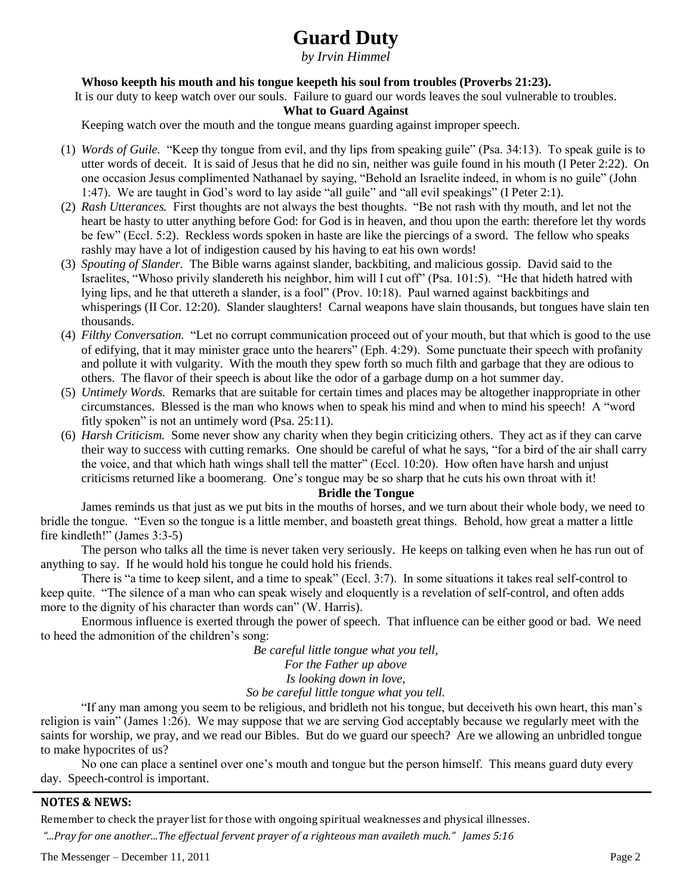# Guard Duty

*by Irvin Himmel*

**Whoso keepth his mouth and his tongue keepeth his soul from troubles (Proverbs 21:23).**

It is our duty to keep watch over our souls. Failure to guard our words leaves the soul vulnerable to troubles.

**What to Guard Against**

Keeping watch over the mouth and the tongue means guarding against improper speech.

1. *Words of Guile.* "Keep thy tongue from evil, and thy lips from speaking guile" (Psa. 34:13). To speak guile is to utter words of deceit. It is said of Jesus that he did no sin, neither was guile found in his mouth (I Peter 2:22). On one occasion Jesus complimented Nathanael by saying, "Behold an Israelite indeed, in whom is no guile" (John 1:47). We are taught in God's word to lay aside "all guile" and "all evil speakings" (I Peter 2:1).
2. *Rash Utterances.* First thoughts are not always the best thoughts. "Be not rash with thy mouth, and let not the heart be hasty to utter anything before God: for God is in heaven, and thou upon the earth: therefore let thy words be few" (Eccl. 5:2). Reckless words spoken in haste are like the piercings of a sword. The fellow who speaks rashly may have a lot of indigestion caused by his having to eat his own words!
3. *Spouting of Slander.* The Bible warns against slander, backbiting, and malicious gossip. David said to the Israelites, "Whoso privily slandereth his neighbor, him will I cut off" (Psa. 101:5). "He that hideth hatred with lying lips, and he that uttereth a slander, is a fool" (Prov. 10:18). Paul warned against backbitings and whisperings (II Cor. 12:20). Slander slaughters! Carnal weapons have slain thousands, but tongues have slain ten thousands.
4. *Filthy Conversation.* "Let no corrupt communication proceed out of your mouth, but that which is good to the use of edifying, that it may minister grace unto the hearers" (Eph. 4:29). Some punctuate their speech with profanity and pollute it with vulgarity. With the mouth they spew forth so much filth and garbage that they are odious to others. The flavor of their speech is about like the odor of a garbage dump on a hot summer day.
5. *Untimely Words.* Remarks that are suitable for certain times and places may be altogether inappropriate in other circumstances. Blessed is the man who knows when to speak his mind and when to mind his speech! A "word fitly spoken" is not an untimely word (Psa. 25:11).
6. *Harsh Criticism.* Some never show any charity when they begin criticizing others. They act as if they can carve their way to success with cutting remarks. One should be careful of what he says, "for a bird of the air shall carry the voice, and that which hath wings shall tell the matter" (Eccl. 10:20). How often have harsh and unjust criticisms returned like a boomerang. One's tongue may be so sharp that he cuts his own throat with it!

**Bridle the Tongue**

James reminds us that just as we put bits in the mouths of horses, and we turn about their whole body, we need to bridle the tongue. "Even so the tongue is a little member, and boasteth great things. Behold, how great a matter a little fire kindleth!" (James 3:3-5)

The person who talks all the time is never taken very seriously. He keeps on talking even when he has run out of anything to say. If he would hold his tongue he could hold his friends.

There is "a time to keep silent, and a time to speak" (Eccl. 3:7). In some situations it takes real self-control to keep quite. "The silence of a man who can speak wisely and eloquently is a revelation of self-control, and often adds more to the dignity of his character than words can" (W. Harris).

Enormous influence is exerted through the power of speech. That influence can be either good or bad. We need to heed the admonition of the children's song:

*Be careful little tongue what you tell,*
*For the Father up above*
*Is looking down in love,*
*So be careful little tongue what you tell.*

"If any man among you seem to be religious, and bridleth not his tongue, but deceiveth his own heart, this man's religion is vain" (James 1:26). We may suppose that we are serving God acceptably because we regularly meet with the saints for worship, we pray, and we read our Bibles. But do we guard our speech? Are we allowing an unbridled tongue to make hypocrites of us?

No one can place a sentinel over one's mouth and tongue but the person himself. This means guard duty every day. Speech-control is important.

**NOTES & NEWS:**

Remember to check the prayer list for those with ongoing spiritual weaknesses and physical illnesses.

*"...Pray for one another...The effectual fervent prayer of a righteous man availeth much." James 5:16*

The Messenger – December 11, 2011